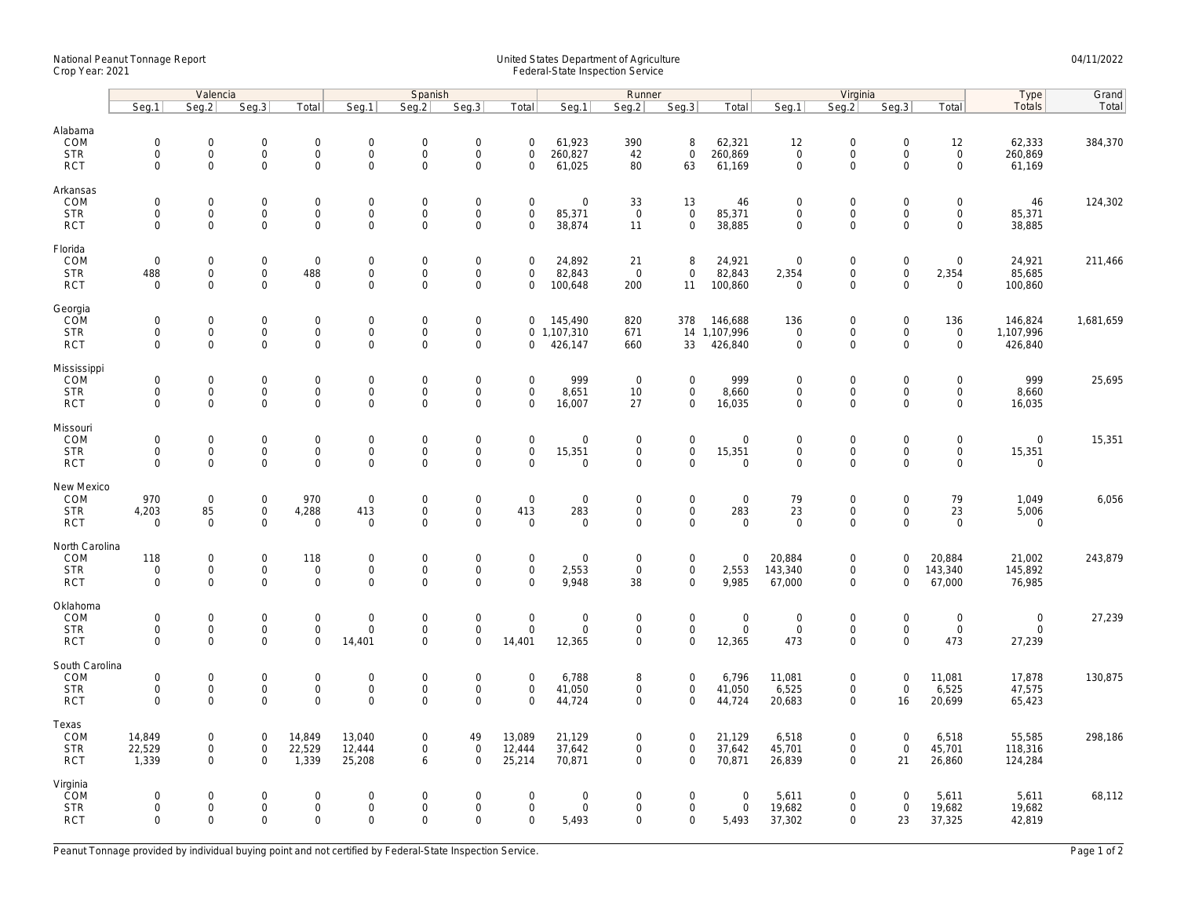National Peanut Tonnage Report
Crop Year: 2021

United States Department of Agriculture
Federal-State Inspection Service

04/11/2022

| | Valencia | | | | Spanish | | | | Runner | | | | Virginia | | | | Type | Grand |
|---|---|---|---|---|---|---|---|---|---|---|---|---|---|---|---|---|---|---|
| | Seg.1 | Seg.2 | Seg.3 | Total | Seg.1 | Seg.2 | Seg.3 | Total | Seg.1 | Seg.2 | Seg.3 | Total | Seg.1 | Seg.2 | Seg.3 | Total | Totals | Total |
| **Alabama** | | | | | | | | | | | | | | | | | | |
| COM | 0 | 0 | 0 | 0 | 0 | 0 | 0 | 0 | 61,923 | 390 | 8 | 62,321 | 12 | 0 | 0 | 12 | 62,333 | 384,370 |
| STR | 0 | 0 | 0 | 0 | 0 | 0 | 0 | 0 | 260,827 | 42 | 0 | 260,869 | 0 | 0 | 0 | 0 | 260,869 | |
| RCT | 0 | 0 | 0 | 0 | 0 | 0 | 0 | 0 | 61,025 | 80 | 63 | 61,169 | 0 | 0 | 0 | 0 | 61,169 | |
| **Arkansas** | | | | | | | | | | | | | | | | | | |
| COM | 0 | 0 | 0 | 0 | 0 | 0 | 0 | 0 | 0 | 33 | 13 | 46 | 0 | 0 | 0 | 0 | 46 | 124,302 |
| STR | 0 | 0 | 0 | 0 | 0 | 0 | 0 | 0 | 85,371 | 0 | 0 | 85,371 | 0 | 0 | 0 | 0 | 85,371 | |
| RCT | 0 | 0 | 0 | 0 | 0 | 0 | 0 | 0 | 38,874 | 11 | 0 | 38,885 | 0 | 0 | 0 | 0 | 38,885 | |
| **Florida** | | | | | | | | | | | | | | | | | | |
| COM | 0 | 0 | 0 | 0 | 0 | 0 | 0 | 0 | 24,892 | 21 | 8 | 24,921 | 0 | 0 | 0 | 0 | 24,921 | 211,466 |
| STR | 488 | 0 | 0 | 488 | 0 | 0 | 0 | 0 | 82,843 | 0 | 0 | 82,843 | 2,354 | 0 | 0 | 2,354 | 85,685 | |
| RCT | 0 | 0 | 0 | 0 | 0 | 0 | 0 | 0 | 100,648 | 200 | 11 | 100,860 | 0 | 0 | 0 | 0 | 100,860 | |
| **Georgia** | | | | | | | | | | | | | | | | | | |
| COM | 0 | 0 | 0 | 0 | 0 | 0 | 0 | 0 | 145,490 | 820 | 378 | 146,688 | 136 | 0 | 0 | 136 | 146,824 | 1,681,659 |
| STR | 0 | 0 | 0 | 0 | 0 | 0 | 0 | 0 | 1,107,310 | 671 | 14 | 1,107,996 | 0 | 0 | 0 | 0 | 1,107,996 | |
| RCT | 0 | 0 | 0 | 0 | 0 | 0 | 0 | 0 | 426,147 | 660 | 33 | 426,840 | 0 | 0 | 0 | 0 | 426,840 | |
| **Mississippi** | | | | | | | | | | | | | | | | | | |
| COM | 0 | 0 | 0 | 0 | 0 | 0 | 0 | 0 | 999 | 0 | 0 | 999 | 0 | 0 | 0 | 0 | 999 | 25,695 |
| STR | 0 | 0 | 0 | 0 | 0 | 0 | 0 | 0 | 8,651 | 10 | 0 | 8,660 | 0 | 0 | 0 | 0 | 8,660 | |
| RCT | 0 | 0 | 0 | 0 | 0 | 0 | 0 | 0 | 16,007 | 27 | 0 | 16,035 | 0 | 0 | 0 | 0 | 16,035 | |
| **Missouri** | | | | | | | | | | | | | | | | | | |
| COM | 0 | 0 | 0 | 0 | 0 | 0 | 0 | 0 | 0 | 0 | 0 | 0 | 0 | 0 | 0 | 0 | 0 | 15,351 |
| STR | 0 | 0 | 0 | 0 | 0 | 0 | 0 | 0 | 15,351 | 0 | 0 | 15,351 | 0 | 0 | 0 | 0 | 15,351 | |
| RCT | 0 | 0 | 0 | 0 | 0 | 0 | 0 | 0 | 0 | 0 | 0 | 0 | 0 | 0 | 0 | 0 | 0 | |
| **New Mexico** | | | | | | | | | | | | | | | | | | |
| COM | 970 | 0 | 0 | 970 | 0 | 0 | 0 | 0 | 0 | 0 | 0 | 0 | 79 | 0 | 0 | 79 | 1,049 | 6,056 |
| STR | 4,203 | 85 | 0 | 4,288 | 413 | 0 | 0 | 413 | 283 | 0 | 0 | 283 | 23 | 0 | 0 | 23 | 5,006 | |
| RCT | 0 | 0 | 0 | 0 | 0 | 0 | 0 | 0 | 0 | 0 | 0 | 0 | 0 | 0 | 0 | 0 | 0 | |
| **North Carolina** | | | | | | | | | | | | | | | | | | |
| COM | 118 | 0 | 0 | 118 | 0 | 0 | 0 | 0 | 0 | 0 | 0 | 0 | 20,884 | 0 | 0 | 20,884 | 21,002 | 243,879 |
| STR | 0 | 0 | 0 | 0 | 0 | 0 | 0 | 0 | 2,553 | 0 | 0 | 2,553 | 143,340 | 0 | 0 | 143,340 | 145,892 | |
| RCT | 0 | 0 | 0 | 0 | 0 | 0 | 0 | 0 | 9,948 | 38 | 0 | 9,985 | 67,000 | 0 | 0 | 67,000 | 76,985 | |
| **Oklahoma** | | | | | | | | | | | | | | | | | | |
| COM | 0 | 0 | 0 | 0 | 0 | 0 | 0 | 0 | 0 | 0 | 0 | 0 | 0 | 0 | 0 | 0 | 0 | 27,239 |
| STR | 0 | 0 | 0 | 0 | 0 | 0 | 0 | 0 | 0 | 0 | 0 | 0 | 0 | 0 | 0 | 0 | 0 | |
| RCT | 0 | 0 | 0 | 0 | 14,401 | 0 | 0 | 14,401 | 12,365 | 0 | 0 | 12,365 | 473 | 0 | 0 | 473 | 27,239 | |
| **South Carolina** | | | | | | | | | | | | | | | | | | |
| COM | 0 | 0 | 0 | 0 | 0 | 0 | 0 | 0 | 6,788 | 8 | 0 | 6,796 | 11,081 | 0 | 0 | 11,081 | 17,878 | 130,875 |
| STR | 0 | 0 | 0 | 0 | 0 | 0 | 0 | 0 | 41,050 | 0 | 0 | 41,050 | 6,525 | 0 | 0 | 6,525 | 47,575 | |
| RCT | 0 | 0 | 0 | 0 | 0 | 0 | 0 | 0 | 44,724 | 0 | 0 | 44,724 | 20,683 | 0 | 16 | 20,699 | 65,423 | |
| **Texas** | | | | | | | | | | | | | | | | | | |
| COM | 14,849 | 0 | 0 | 14,849 | 13,040 | 0 | 49 | 13,089 | 21,129 | 0 | 0 | 21,129 | 6,518 | 0 | 0 | 6,518 | 55,585 | 298,186 |
| STR | 22,529 | 0 | 0 | 22,529 | 12,444 | 0 | 0 | 12,444 | 37,642 | 0 | 0 | 37,642 | 45,701 | 0 | 0 | 45,701 | 118,316 | |
| RCT | 1,339 | 0 | 0 | 1,339 | 25,208 | 6 | 0 | 25,214 | 70,871 | 0 | 0 | 70,871 | 26,839 | 0 | 21 | 26,860 | 124,284 | |
| **Virginia** | | | | | | | | | | | | | | | | | | |
| COM | 0 | 0 | 0 | 0 | 0 | 0 | 0 | 0 | 0 | 0 | 0 | 0 | 5,611 | 0 | 0 | 5,611 | 5,611 | 68,112 |
| STR | 0 | 0 | 0 | 0 | 0 | 0 | 0 | 0 | 0 | 0 | 0 | 0 | 19,682 | 0 | 0 | 19,682 | 19,682 | |
| RCT | 0 | 0 | 0 | 0 | 0 | 0 | 0 | 0 | 5,493 | 0 | 0 | 5,493 | 37,302 | 0 | 23 | 37,325 | 42,819 | |

Peanut Tonnage provided by individual buying point and not certified by Federal-State Inspection Service.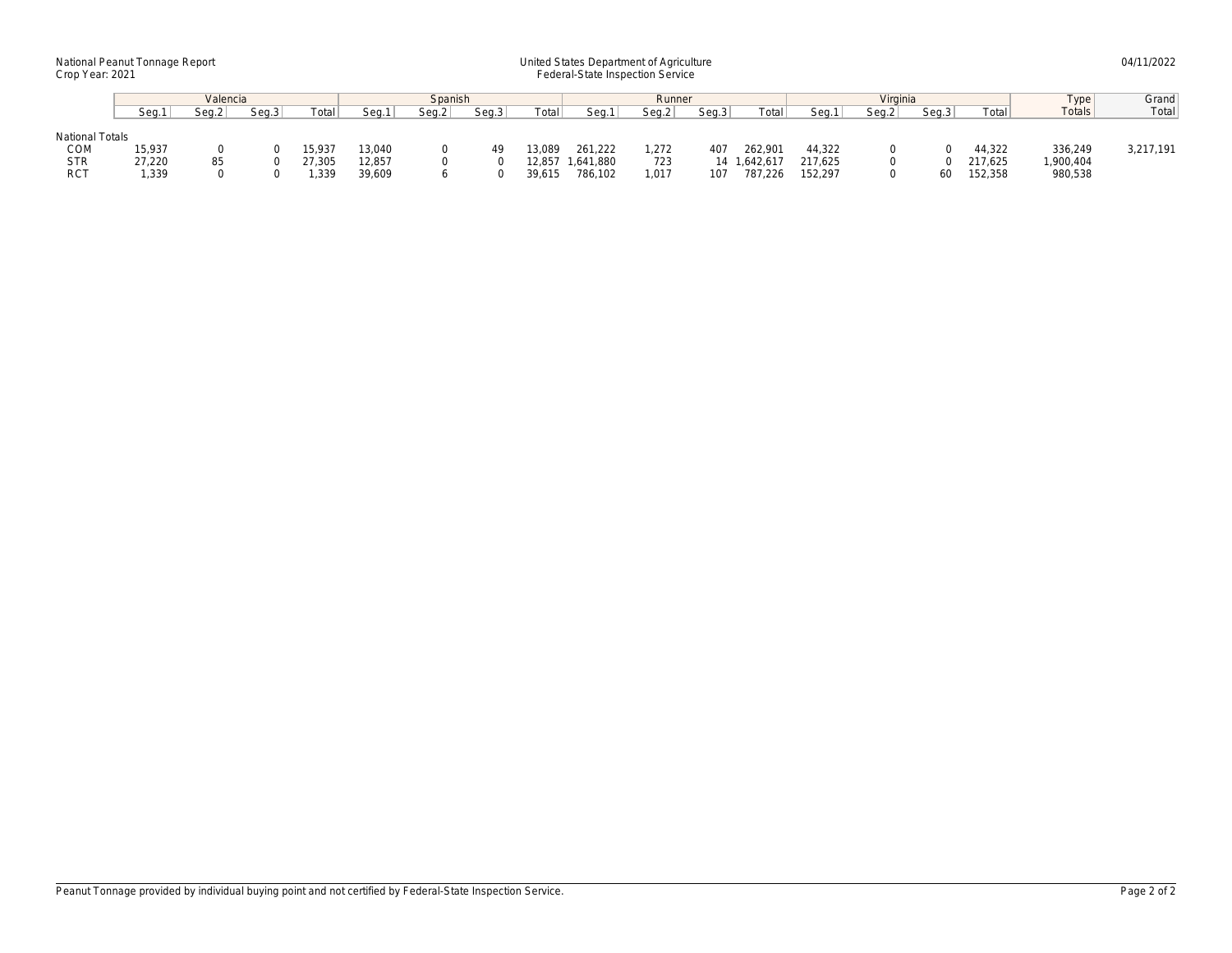National Peanut Tonnage Report
Crop Year: 2021

United States Department of Agriculture
Federal-State Inspection Service

04/11/2022

| | Valencia | | | | Spanish | | | | Runner | | | | Virginia | | | | Type | Grand |
|---|---|---|---|---|---|---|---|---|---|---|---|---|---|---|---|---|---|---|
| | Seg.1 | Seg.2 | Seg.3 | Total | Seg.1 | Seg.2 | Seg.3 | Total | Seg.1 | Seg.2 | Seg.3 | Total | Seg.1 | Seg.2 | Seg.3 | Total | Totals | Total |
| National Totals | | | | | | | | | | | | | | | | | | |
| COM | 15,937 | 0 | 0 | 15,937 | 13,040 | 0 | 49 | 13,089 | 261,222 | 1,272 | 407 | 262,901 | 44,322 | 0 | 0 | 44,322 | 336,249 | 3,217,191 |
| STR | 27,220 | 85 | 0 | 27,305 | 12,857 | 0 | 0 | 12,857 | 1,641,880 | 723 | 14 | 1,642,617 | 217,625 | 0 | 0 | 217,625 | 1,900,404 | |
| RCT | 1,339 | 0 | 0 | 1,339 | 39,609 | 6 | 0 | 39,615 | 786,102 | 1,017 | 107 | 787,226 | 152,297 | 0 | 60 | 152,358 | 980,538 | |

Peanut Tonnage provided by individual buying point and not certified by Federal-State Inspection Service.